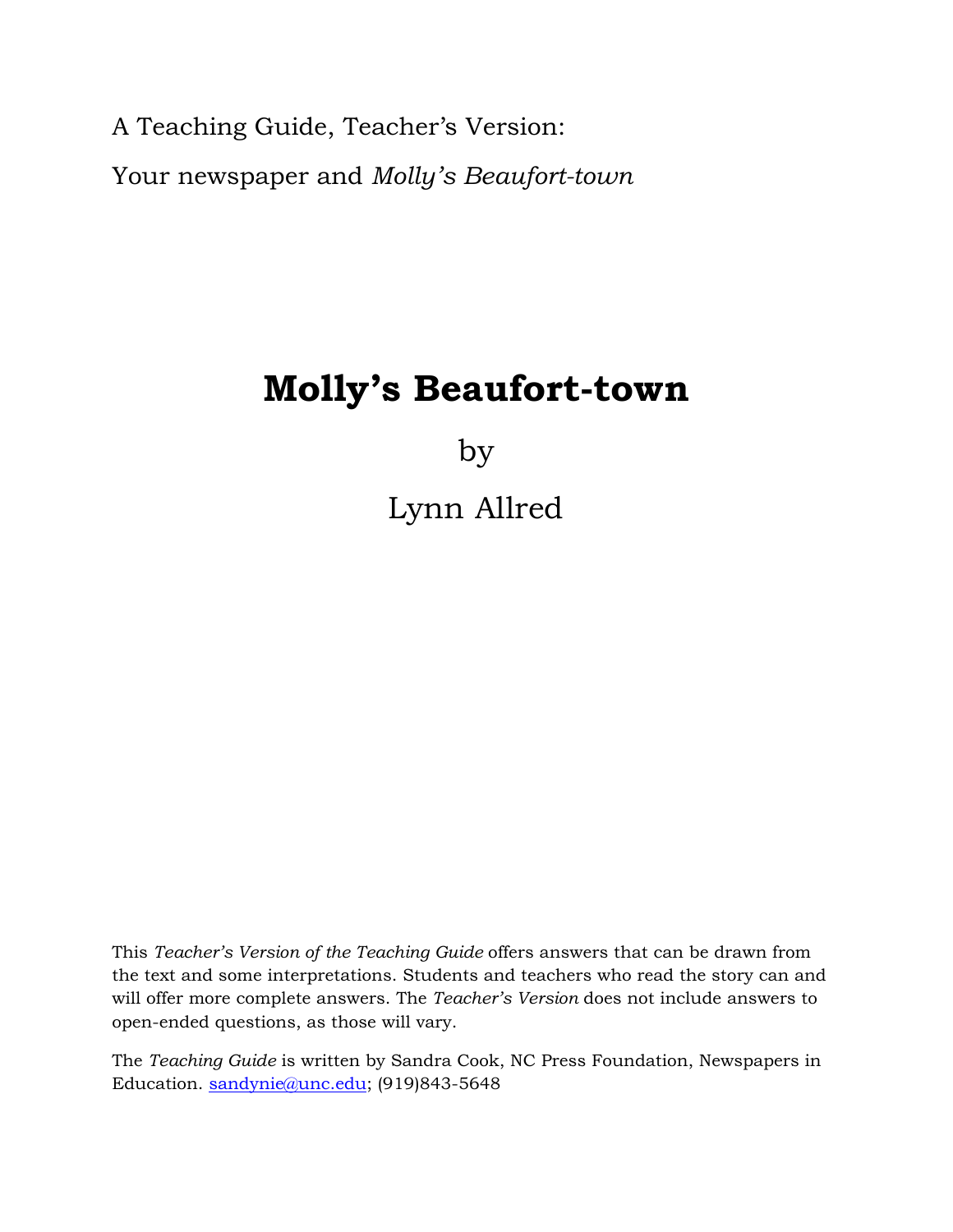A Teaching Guide, Teacher's Version:

Your newspaper and *Molly's Beaufort-town*

# Molly's Beaufort-town

by

Lynn Allred

This *Teacher's Version of the Teaching Guide* offers answers that can be drawn from the text and some interpretations. Students and teachers who read the story can and will offer more complete answers. The *Teacher's Version* does not include answers to open-ended questions, as those will vary.

The *Teaching Guide* is written by Sandra Cook, NC Press Foundation, Newspapers in Education. sandynie@unc.edu; (919)843-5648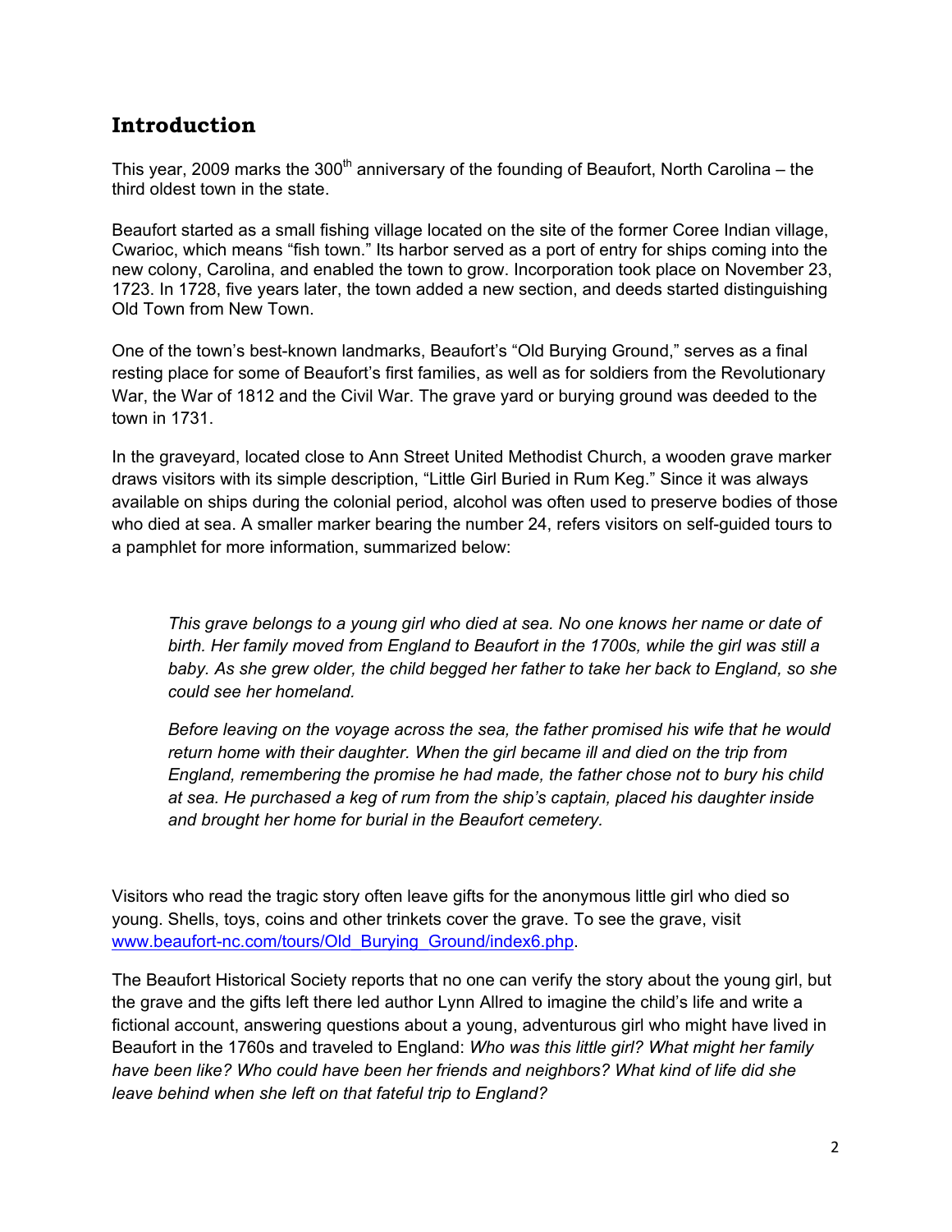## Introduction

This year, 2009 marks the 300th anniversary of the founding of Beaufort, North Carolina – the third oldest town in the state.

Beaufort started as a small fishing village located on the site of the former Coree Indian village, Cwarioc, which means "fish town." Its harbor served as a port of entry for ships coming into the new colony, Carolina, and enabled the town to grow. Incorporation took place on November 23, 1723. In 1728, five years later, the town added a new section, and deeds started distinguishing Old Town from New Town.

One of the town's best-known landmarks, Beaufort's "Old Burying Ground," serves as a final resting place for some of Beaufort's first families, as well as for soldiers from the Revolutionary War, the War of 1812 and the Civil War. The grave yard or burying ground was deeded to the town in 1731.

In the graveyard, located close to Ann Street United Methodist Church, a wooden grave marker draws visitors with its simple description, "Little Girl Buried in Rum Keg." Since it was always available on ships during the colonial period, alcohol was often used to preserve bodies of those who died at sea. A smaller marker bearing the number 24, refers visitors on self-guided tours to a pamphlet for more information, summarized below:

> *This grave belongs to a young girl who died at sea. No one knows her name or date of birth. Her family moved from England to Beaufort in the 1700s, while the girl was still a baby. As she grew older, the child begged her father to take her back to England, so she could see her homeland.*
>
> *Before leaving on the voyage across the sea, the father promised his wife that he would return home with their daughter. When the girl became ill and died on the trip from England, remembering the promise he had made, the father chose not to bury his child at sea. He purchased a keg of rum from the ship's captain, placed his daughter inside and brought her home for burial in the Beaufort cemetery.*

Visitors who read the tragic story often leave gifts for the anonymous little girl who died so young. Shells, toys, coins and other trinkets cover the grave. To see the grave, visit www.beaufort-nc.com/tours/Old_Burying_Ground/index6.php.

The Beaufort Historical Society reports that no one can verify the story about the young girl, but the grave and the gifts left there led author Lynn Allred to imagine the child's life and write a fictional account, answering questions about a young, adventurous girl who might have lived in Beaufort in the 1760s and traveled to England: *Who was this little girl? What might her family have been like? Who could have been her friends and neighbors? What kind of life did she leave behind when she left on that fateful trip to England?*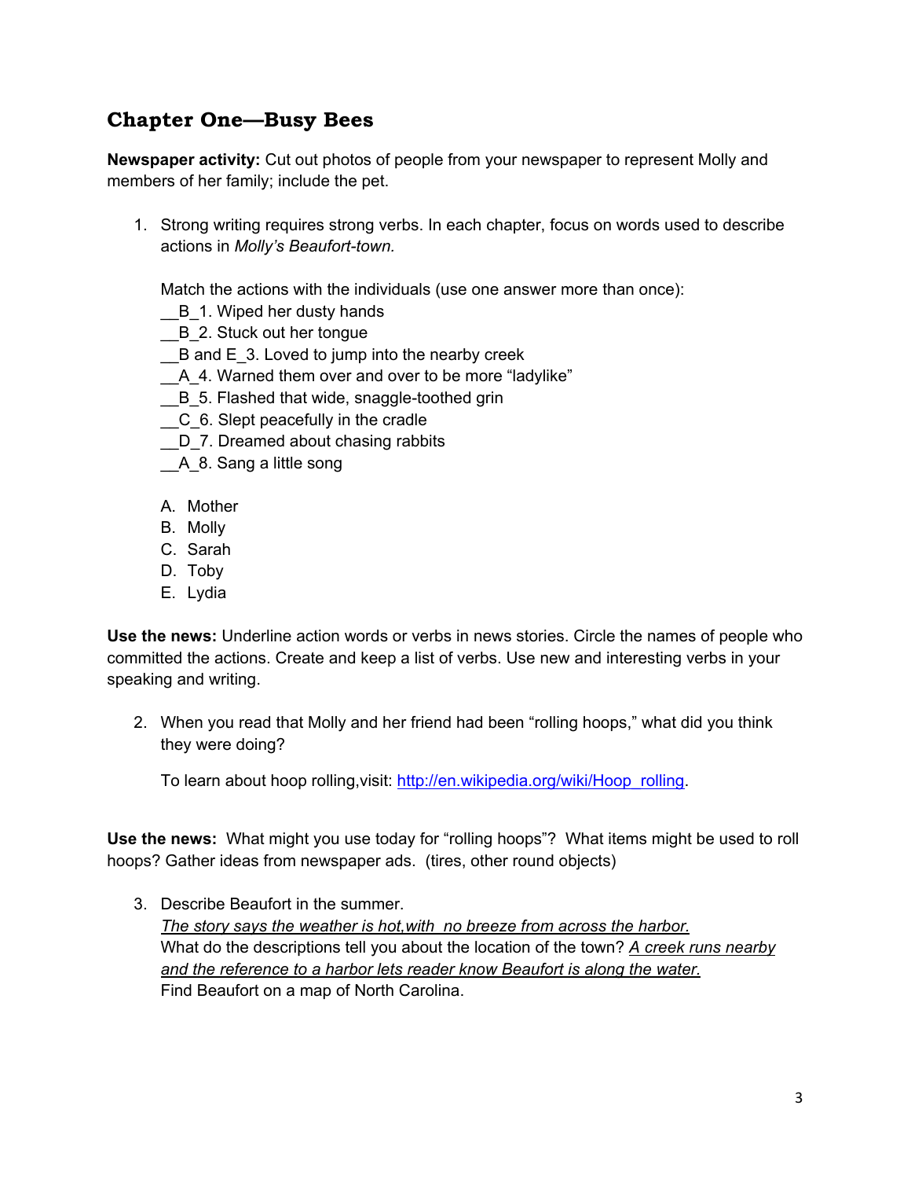## Chapter One—Busy Bees

**Newspaper activity:** Cut out photos of people from your newspaper to represent Molly and members of her family; include the pet.

1. Strong writing requires strong verbs. In each chapter, focus on words used to describe actions in *Molly's Beaufort-town.*

   Match the actions with the individuals (use one answer more than once):
   __B_1. Wiped her dusty hands
   __B_2. Stuck out her tongue
   __B and E_3. Loved to jump into the nearby creek
   __A_4. Warned them over and over to be more "ladylike"
   __B_5. Flashed that wide, snaggle-toothed grin
   __C_6. Slept peacefully in the cradle
   __D_7. Dreamed about chasing rabbits
   __A_8. Sang a little song

   A. Mother
   B. Molly
   C. Sarah
   D. Toby
   E. Lydia

**Use the news:** Underline action words or verbs in news stories. Circle the names of people who committed the actions. Create and keep a list of verbs. Use new and interesting verbs in your speaking and writing.

2. When you read that Molly and her friend had been "rolling hoops," what did you think they were doing?

   To learn about hoop rolling,visit: http://en.wikipedia.org/wiki/Hoop_rolling.

**Use the news:** What might you use today for "rolling hoops"? What items might be used to roll hoops? Gather ideas from newspaper ads. (tires, other round objects)

3. Describe Beaufort in the summer.
   *The story says the weather is hot,with no breeze from across the harbor.*
   What do the descriptions tell you about the location of the town? *A creek runs nearby and the reference to a harbor lets reader know Beaufort is along the water.*
   Find Beaufort on a map of North Carolina.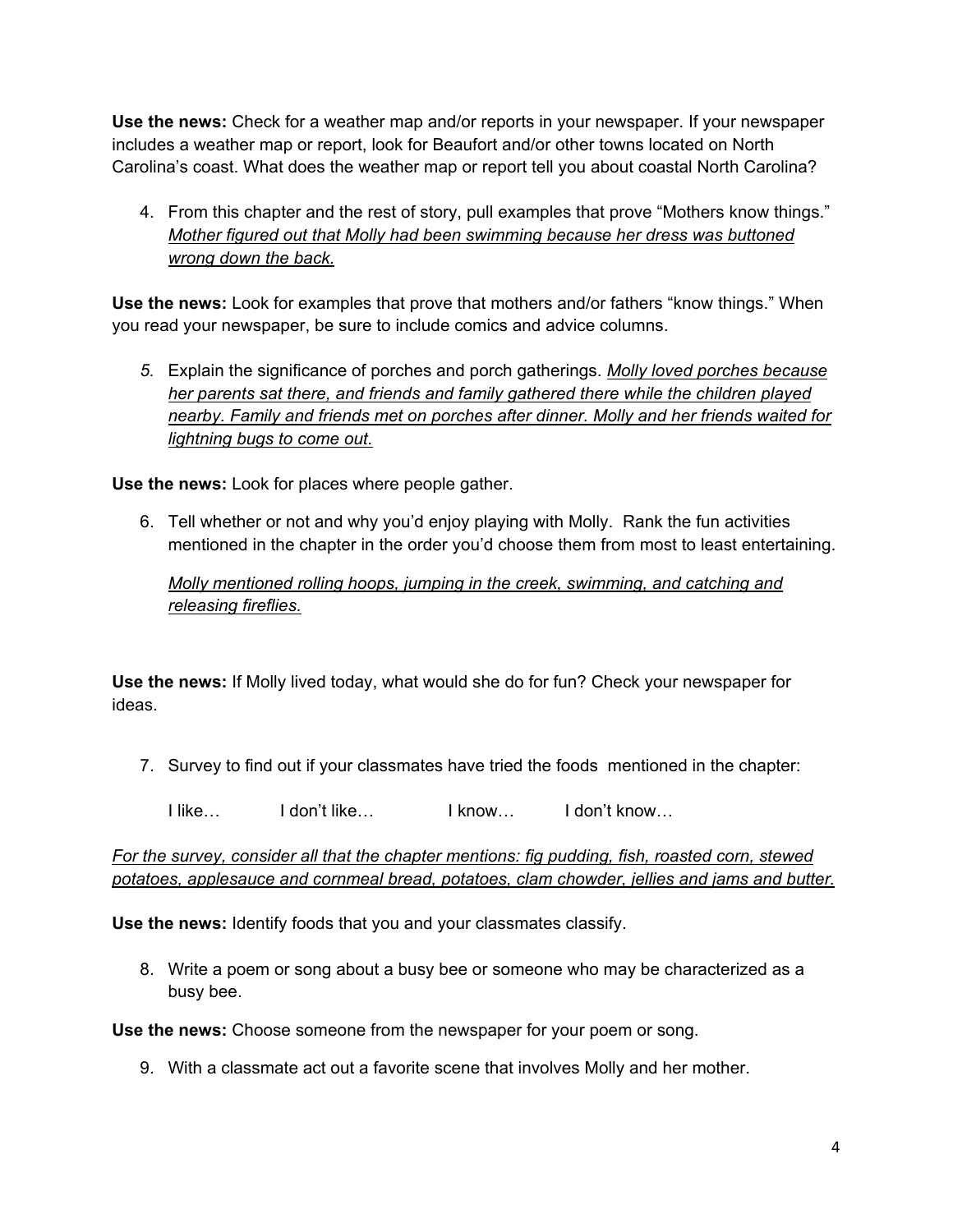**Use the news:** Check for a weather map and/or reports in your newspaper. If your newspaper includes a weather map or report, look for Beaufort and/or other towns located on North Carolina's coast. What does the weather map or report tell you about coastal North Carolina?

4. From this chapter and the rest of story, pull examples that prove "Mothers know things." *Mother figured out that Molly had been swimming because her dress was buttoned wrong down the back.*

**Use the news:** Look for examples that prove that mothers and/or fathers "know things." When you read your newspaper, be sure to include comics and advice columns.

5. Explain the significance of porches and porch gatherings. *Molly loved porches because her parents sat there, and friends and family gathered there while the children played nearby. Family and friends met on porches after dinner. Molly and her friends waited for lightning bugs to come out.*

**Use the news:** Look for places where people gather.

6. Tell whether or not and why you'd enjoy playing with Molly. Rank the fun activities mentioned in the chapter in the order you'd choose them from most to least entertaining.

   *Molly mentioned rolling hoops, jumping in the creek, swimming, and catching and releasing fireflies.*

**Use the news:** If Molly lived today, what would she do for fun? Check your newspaper for ideas.

7. Survey to find out if your classmates have tried the foods mentioned in the chapter:

   I like… I don't like… I know… I don't know…

*For the survey, consider all that the chapter mentions: fig pudding, fish, roasted corn, stewed potatoes, applesauce and cornmeal bread, potatoes, clam chowder, jellies and jams and butter.*

**Use the news:** Identify foods that you and your classmates classify.

8. Write a poem or song about a busy bee or someone who may be characterized as a busy bee.

**Use the news:** Choose someone from the newspaper for your poem or song.

9. With a classmate act out a favorite scene that involves Molly and her mother.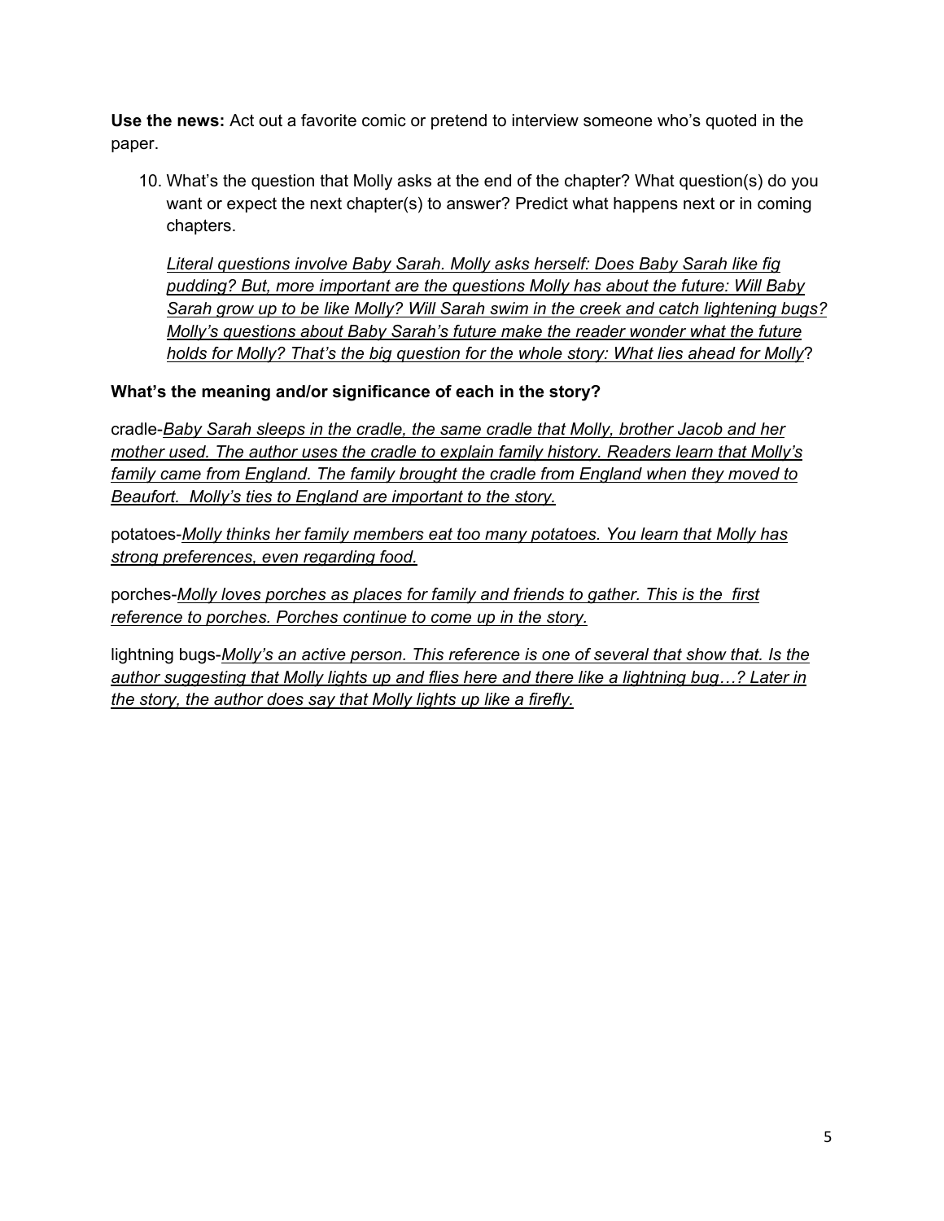**Use the news:** Act out a favorite comic or pretend to interview someone who's quoted in the paper.

10. What's the question that Molly asks at the end of the chapter? What question(s) do you want or expect the next chapter(s) to answer? Predict what happens next or in coming chapters.

    *Literal questions involve Baby Sarah. Molly asks herself: Does Baby Sarah like fig pudding? But, more important are the questions Molly has about the future: Will Baby Sarah grow up to be like Molly? Will Sarah swim in the creek and catch lightening bugs? Molly's questions about Baby Sarah's future make the reader wonder what the future holds for Molly? That's the big question for the whole story: What lies ahead for Molly*?

**What's the meaning and/or significance of each in the story?**

cradle-*Baby Sarah sleeps in the cradle, the same cradle that Molly, brother Jacob and her mother used. The author uses the cradle to explain family history. Readers learn that Molly's family came from England. The family brought the cradle from England when they moved to Beaufort. Molly's ties to England are important to the story.*

potatoes-*Molly thinks her family members eat too many potatoes. You learn that Molly has strong preferences, even regarding food.*

porches-*Molly loves porches as places for family and friends to gather. This is the first reference to porches. Porches continue to come up in the story.*

lightning bugs-*Molly's an active person. This reference is one of several that show that. Is the author suggesting that Molly lights up and flies here and there like a lightning bug…? Later in the story, the author does say that Molly lights up like a firefly.*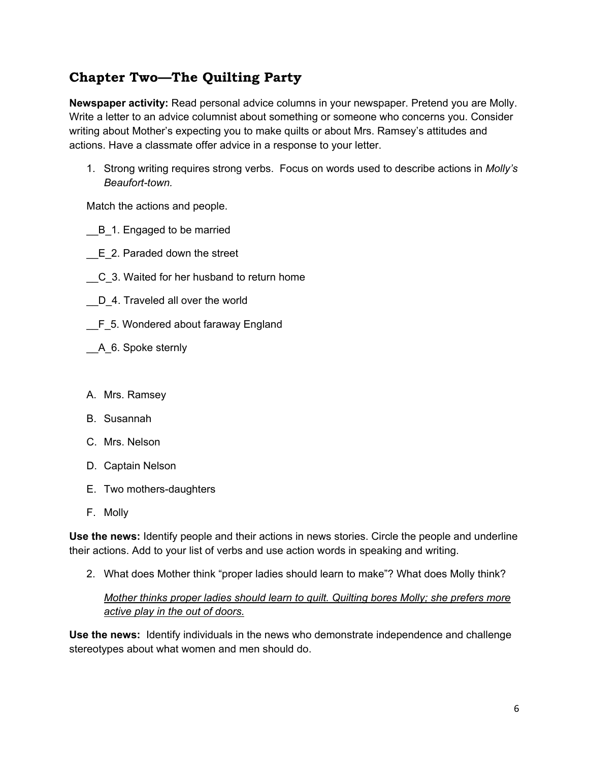## Chapter Two—The Quilting Party

**Newspaper activity:** Read personal advice columns in your newspaper. Pretend you are Molly. Write a letter to an advice columnist about something or someone who concerns you. Consider writing about Mother's expecting you to make quilts or about Mrs. Ramsey's attitudes and actions. Have a classmate offer advice in a response to your letter.

1. Strong writing requires strong verbs. Focus on words used to describe actions in *Molly's Beaufort-town.*

Match the actions and people.

__B_1. Engaged to be married

__E_2. Paraded down the street

__C_3. Waited for her husband to return home

__D_4. Traveled all over the world

__F_5. Wondered about faraway England

__A_6. Spoke sternly

A. Mrs. Ramsey
B. Susannah
C. Mrs. Nelson
D. Captain Nelson
E. Two mothers-daughters
F. Molly

**Use the news:** Identify people and their actions in news stories. Circle the people and underline their actions. Add to your list of verbs and use action words in speaking and writing.

2. What does Mother think "proper ladies should learn to make"? What does Molly think?

   *Mother thinks proper ladies should learn to quilt. Quilting bores Molly; she prefers more active play in the out of doors.*

**Use the news:** Identify individuals in the news who demonstrate independence and challenge stereotypes about what women and men should do.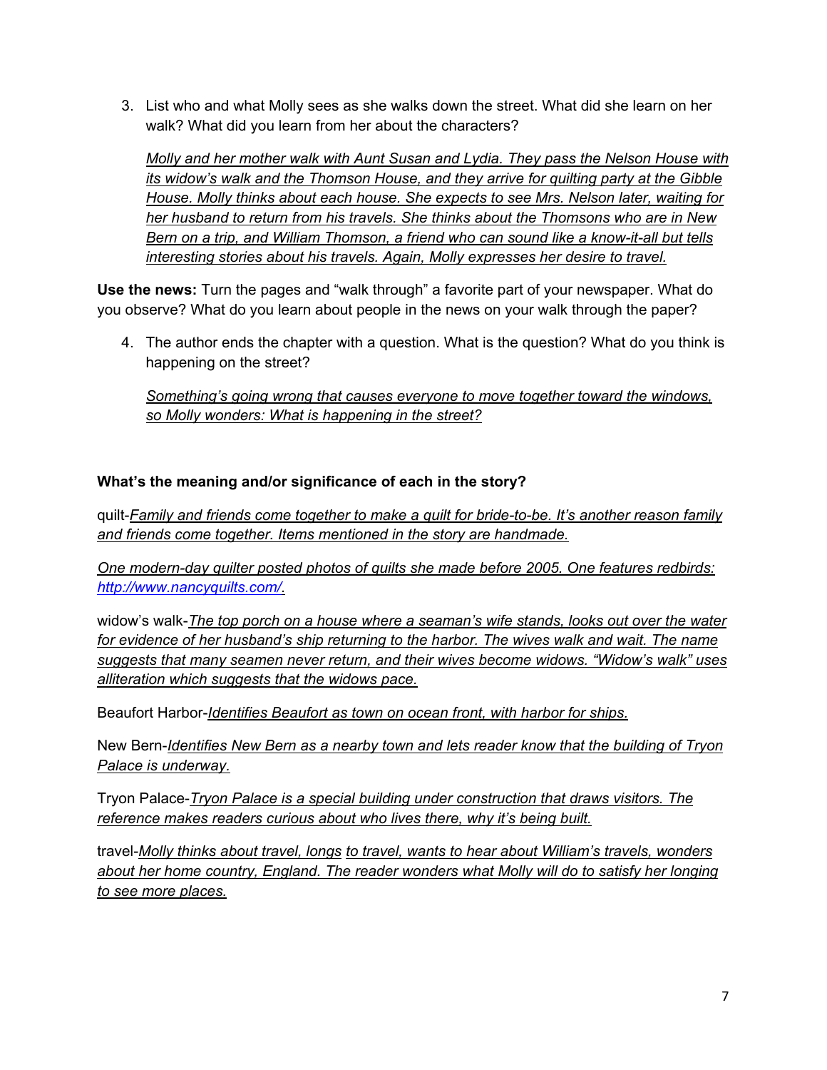3. List who and what Molly sees as she walks down the street. What did she learn on her walk? What did you learn from her about the characters?

   *Molly and her mother walk with Aunt Susan and Lydia. They pass the Nelson House with its widow's walk and the Thomson House, and they arrive for quilting party at the Gibble House. Molly thinks about each house. She expects to see Mrs. Nelson later, waiting for her husband to return from his travels. She thinks about the Thomsons who are in New Bern on a trip, and William Thomson, a friend who can sound like a know-it-all but tells interesting stories about his travels. Again, Molly expresses her desire to travel.*

**Use the news:** Turn the pages and "walk through" a favorite part of your newspaper. What do you observe? What do you learn about people in the news on your walk through the paper?

4. The author ends the chapter with a question. What is the question? What do you think is happening on the street?

   *Something's going wrong that causes everyone to move together toward the windows, so Molly wonders: What is happening in the street?*

**What's the meaning and/or significance of each in the story?**

quilt-*Family and friends come together to make a quilt for bride-to-be. It's another reason family and friends come together. Items mentioned in the story are handmade.*

*One modern-day quilter posted photos of quilts she made before 2005. One features redbirds: http://www.nancyquilts.com/.*

widow's walk-*The top porch on a house where a seaman's wife stands, looks out over the water for evidence of her husband's ship returning to the harbor. The wives walk and wait. The name suggests that many seamen never return, and their wives become widows. "Widow's walk" uses alliteration which suggests that the widows pace.*

Beaufort Harbor-*Identifies Beaufort as town on ocean front, with harbor for ships.*

New Bern-*Identifies New Bern as a nearby town and lets reader know that the building of Tryon Palace is underway.*

Tryon Palace-*Tryon Palace is a special building under construction that draws visitors. The reference makes readers curious about who lives there, why it's being built.*

travel-*Molly thinks about travel, longs to travel, wants to hear about William's travels, wonders about her home country, England. The reader wonders what Molly will do to satisfy her longing to see more places.*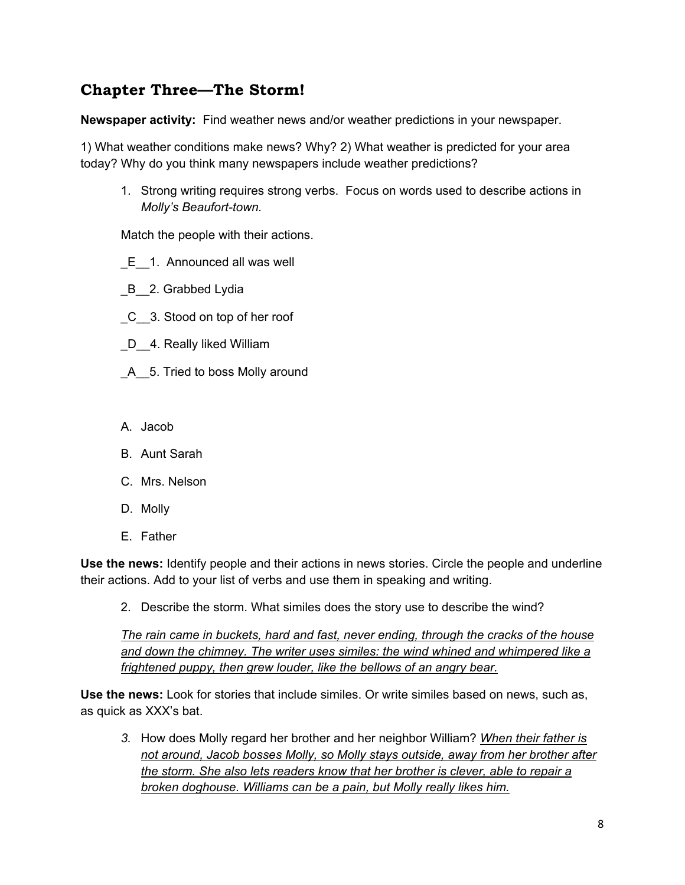## Chapter Three—The Storm!

**Newspaper activity:** Find weather news and/or weather predictions in your newspaper.

1) What weather conditions make news? Why? 2) What weather is predicted for your area today? Why do you think many newspapers include weather predictions?

1. Strong writing requires strong verbs. Focus on words used to describe actions in *Molly's Beaufort-town.*

Match the people with their actions.

_E__1. Announced all was well

_B__2. Grabbed Lydia

_C__3. Stood on top of her roof

_D__4. Really liked William

_A__5. Tried to boss Molly around

A. Jacob
B. Aunt Sarah
C. Mrs. Nelson
D. Molly
E. Father

**Use the news:** Identify people and their actions in news stories. Circle the people and underline their actions. Add to your list of verbs and use them in speaking and writing.

2. Describe the storm. What similes does the story use to describe the wind?

*The rain came in buckets, hard and fast, never ending, through the cracks of the house and down the chimney. The writer uses similes: the wind whined and whimpered like a frightened puppy, then grew louder, like the bellows of an angry bear.*

**Use the news:** Look for stories that include similes. Or write similes based on news, such as, as quick as XXX's bat.

3. How does Molly regard her brother and her neighbor William? *When their father is not around, Jacob bosses Molly, so Molly stays outside, away from her brother after the storm. She also lets readers know that her brother is clever, able to repair a broken doghouse. Williams can be a pain, but Molly really likes him.*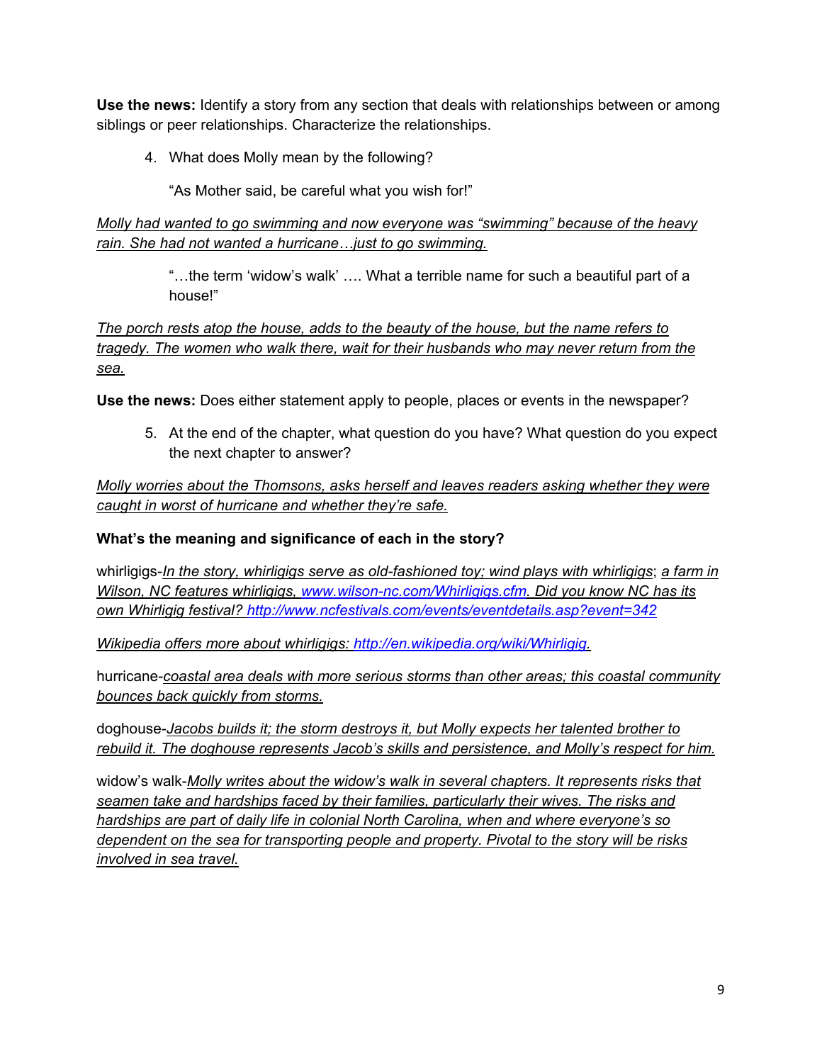**Use the news:** Identify a story from any section that deals with relationships between or among siblings or peer relationships. Characterize the relationships.

4. What does Molly mean by the following?

   "As Mother said, be careful what you wish for!"

*Molly had wanted to go swimming and now everyone was "swimming" because of the heavy rain. She had not wanted a hurricane…just to go swimming.*

> "…the term 'widow's walk' …. What a terrible name for such a beautiful part of a house!"

*The porch rests atop the house, adds to the beauty of the house, but the name refers to tragedy. The women who walk there, wait for their husbands who may never return from the sea.*

**Use the news:** Does either statement apply to people, places or events in the newspaper?

5. At the end of the chapter, what question do you have? What question do you expect the next chapter to answer?

*Molly worries about the Thomsons, asks herself and leaves readers asking whether they were caught in worst of hurricane and whether they're safe.*

**What's the meaning and significance of each in the story?**

whirligigs-*In the story, whirligigs serve as old-fashioned toy; wind plays with whirligigs*; *a farm in Wilson, NC features whirligigs, www.wilson-nc.com/Whirligigs.cfm. Did you know NC has its own Whirligig festival? http://www.ncfestivals.com/events/eventdetails.asp?event=342*

*Wikipedia offers more about whirligigs: http://en.wikipedia.org/wiki/Whirligig.*

hurricane-*coastal area deals with more serious storms than other areas; this coastal community bounces back quickly from storms.*

doghouse-*Jacobs builds it; the storm destroys it, but Molly expects her talented brother to rebuild it. The doghouse represents Jacob's skills and persistence, and Molly's respect for him.*

widow's walk-*Molly writes about the widow's walk in several chapters. It represents risks that seamen take and hardships faced by their families, particularly their wives. The risks and hardships are part of daily life in colonial North Carolina, when and where everyone's so dependent on the sea for transporting people and property. Pivotal to the story will be risks involved in sea travel.*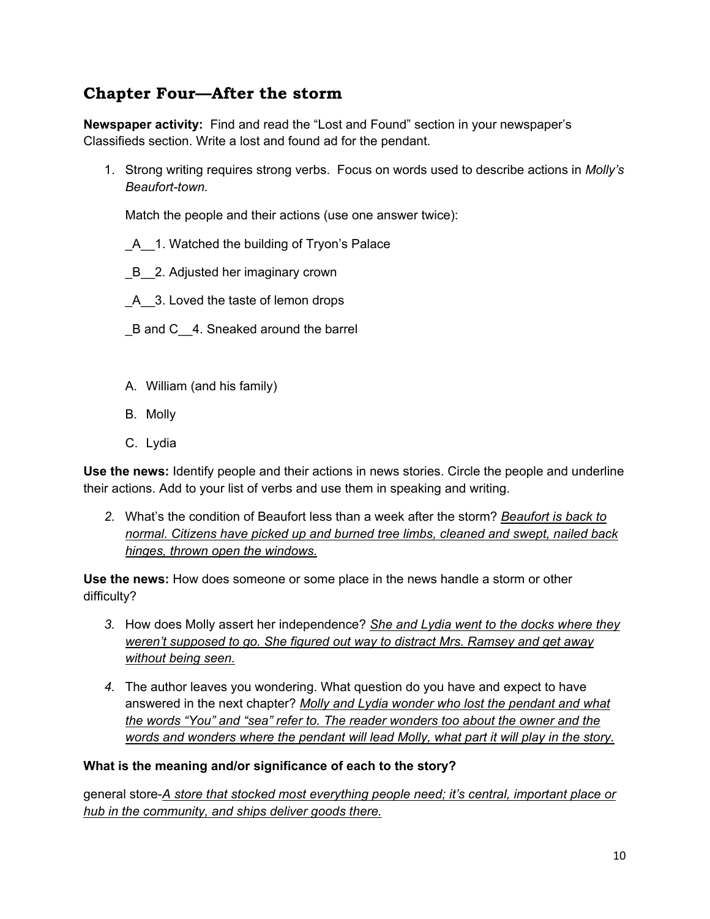## Chapter Four—After the storm

**Newspaper activity:** Find and read the "Lost and Found" section in your newspaper's Classifieds section. Write a lost and found ad for the pendant.

1. Strong writing requires strong verbs. Focus on words used to describe actions in *Molly's Beaufort-town.*

   Match the people and their actions (use one answer twice):

   _A__1. Watched the building of Tryon's Palace

   _B__2. Adjusted her imaginary crown

   _A__3. Loved the taste of lemon drops

   _B and C__4. Sneaked around the barrel

   A. William (and his family)

   B. Molly

   C. Lydia

**Use the news:** Identify people and their actions in news stories. Circle the people and underline their actions. Add to your list of verbs and use them in speaking and writing.

2. What's the condition of Beaufort less than a week after the storm? *Beaufort is back to normal. Citizens have picked up and burned tree limbs, cleaned and swept, nailed back hinges, thrown open the windows.*

**Use the news:** How does someone or some place in the news handle a storm or other difficulty?

3. How does Molly assert her independence? *She and Lydia went to the docks where they weren't supposed to go. She figured out way to distract Mrs. Ramsey and get away without being seen.*

4. The author leaves you wondering. What question do you have and expect to have answered in the next chapter? *Molly and Lydia wonder who lost the pendant and what the words "You" and "sea" refer to. The reader wonders too about the owner and the words and wonders where the pendant will lead Molly, what part it will play in the story.*

**What is the meaning and/or significance of each to the story?**

general store-*A store that stocked most everything people need; it's central, important place or hub in the community, and ships deliver goods there.*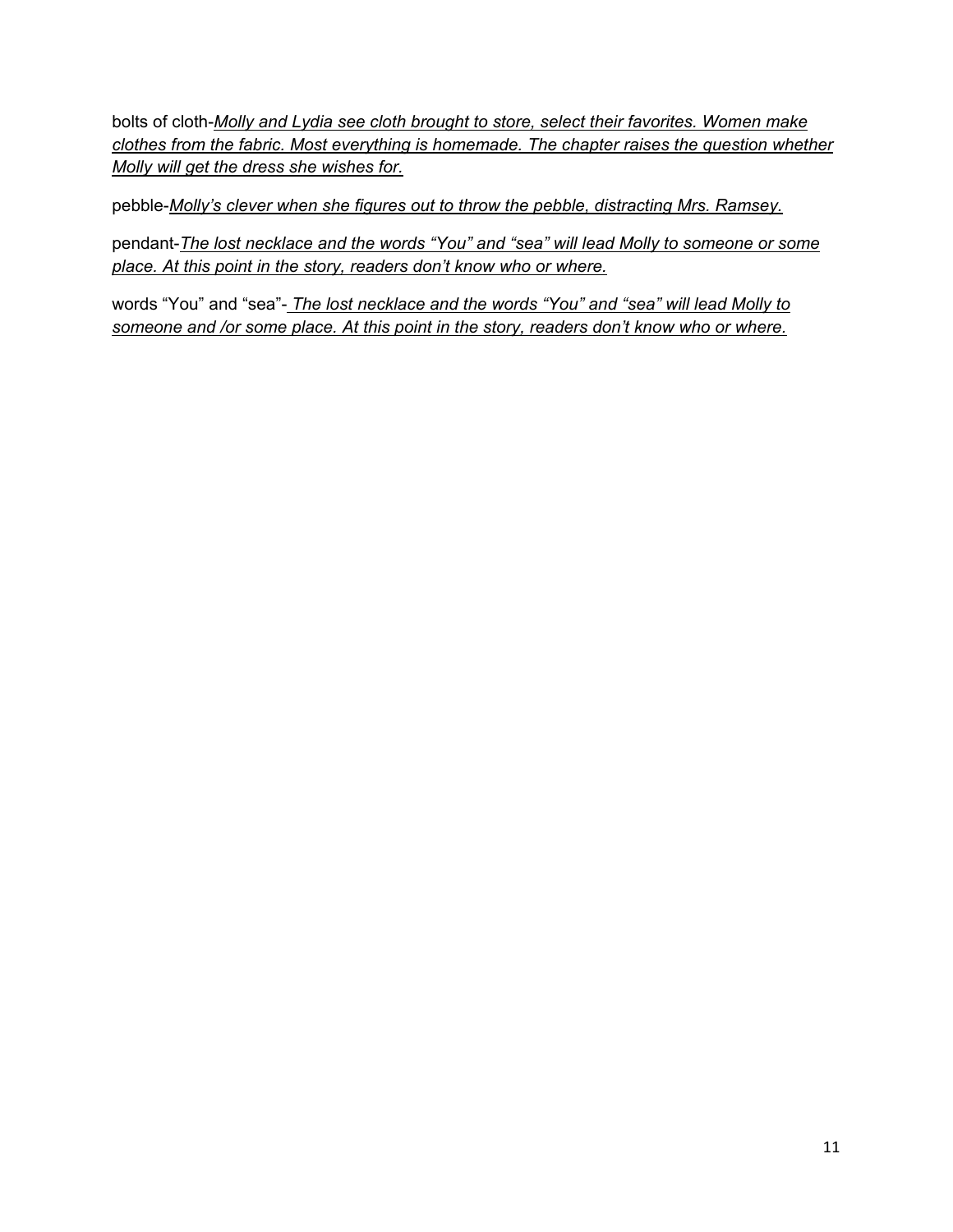bolts of cloth-*Molly and Lydia see cloth brought to store, select their favorites. Women make clothes from the fabric. Most everything is homemade. The chapter raises the question whether Molly will get the dress she wishes for.*

pebble-*Molly's clever when she figures out to throw the pebble, distracting Mrs. Ramsey.*

pendant-*The lost necklace and the words "You" and "sea" will lead Molly to someone or some place. At this point in the story, readers don't know who or where.*

words "You" and "sea"- *The lost necklace and the words "You" and "sea" will lead Molly to someone and /or some place. At this point in the story, readers don't know who or where.*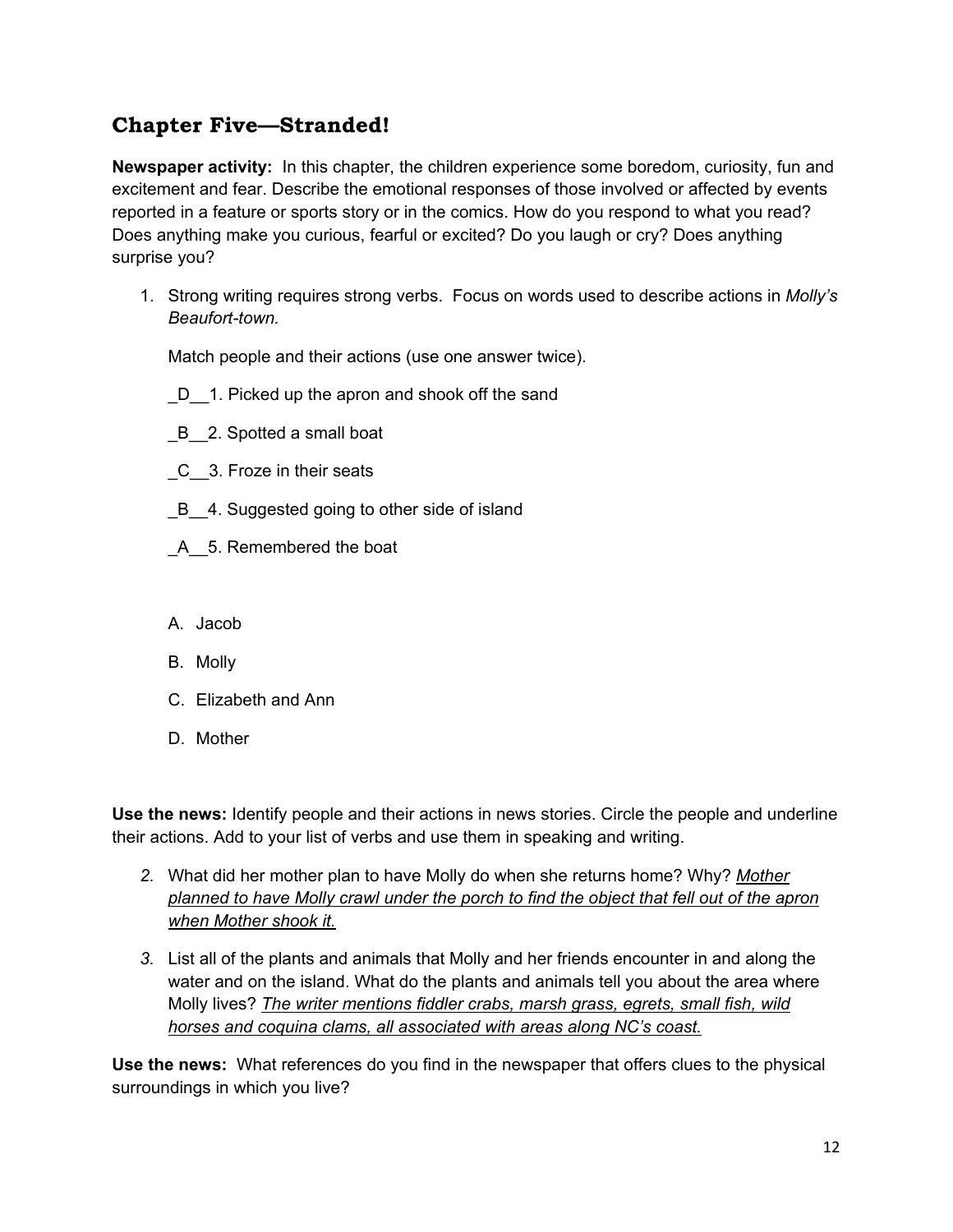## Chapter Five—Stranded!

**Newspaper activity:** In this chapter, the children experience some boredom, curiosity, fun and excitement and fear. Describe the emotional responses of those involved or affected by events reported in a feature or sports story or in the comics. How do you respond to what you read? Does anything make you curious, fearful or excited? Do you laugh or cry? Does anything surprise you?

1. Strong writing requires strong verbs. Focus on words used to describe actions in *Molly's Beaufort-town.*

   Match people and their actions (use one answer twice).

   _D__1. Picked up the apron and shook off the sand

   _B__2. Spotted a small boat

   _C__3. Froze in their seats

   _B__4. Suggested going to other side of island

   _A__5. Remembered the boat

   A. Jacob

   B. Molly

   C. Elizabeth and Ann

   D. Mother

**Use the news:** Identify people and their actions in news stories. Circle the people and underline their actions. Add to your list of verbs and use them in speaking and writing.

2. What did her mother plan to have Molly do when she returns home? Why? *Mother planned to have Molly crawl under the porch to find the object that fell out of the apron when Mother shook it.*

3. List all of the plants and animals that Molly and her friends encounter in and along the water and on the island. What do the plants and animals tell you about the area where Molly lives? *The writer mentions fiddler crabs, marsh grass, egrets, small fish, wild horses and coquina clams, all associated with areas along NC's coast.*

**Use the news:** What references do you find in the newspaper that offers clues to the physical surroundings in which you live?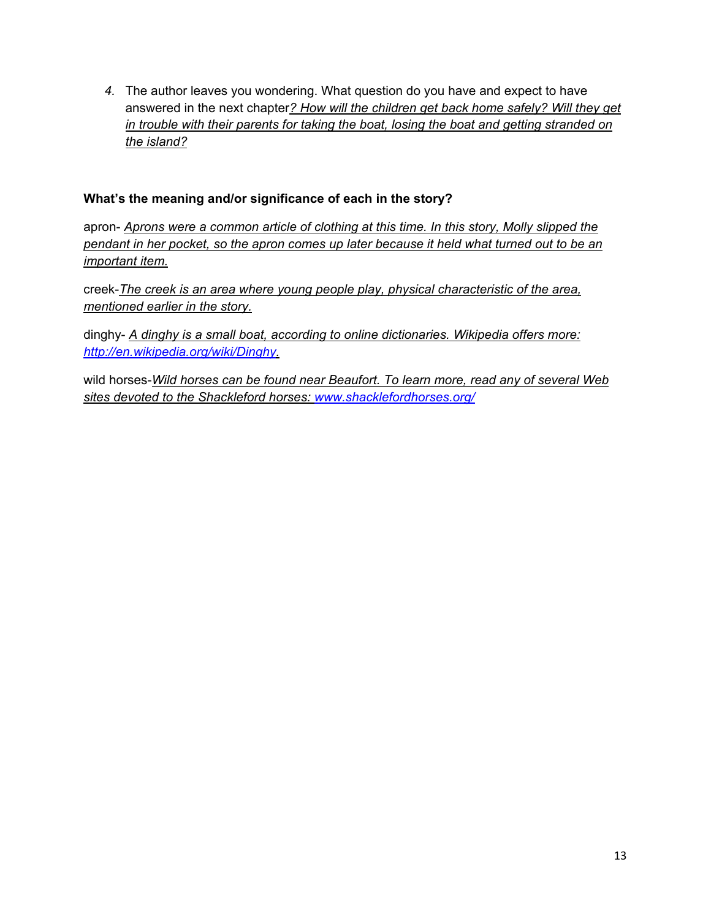4. The author leaves you wondering. What question do you have and expect to have answered in the next chapter*? How will the children get back home safely? Will they get in trouble with their parents for taking the boat, losing the boat and getting stranded on the island?*

**What's the meaning and/or significance of each in the story?**

apron- *Aprons were a common article of clothing at this time. In this story, Molly slipped the pendant in her pocket, so the apron comes up later because it held what turned out to be an important item.*

creek-*The creek is an area where young people play, physical characteristic of the area, mentioned earlier in the story.*

dinghy- *A dinghy is a small boat, according to online dictionaries. Wikipedia offers more: http://en.wikipedia.org/wiki/Dinghy.*

wild horses-*Wild horses can be found near Beaufort. To learn more, read any of several Web sites devoted to the Shackleford horses: www.shacklefordhorses.org/*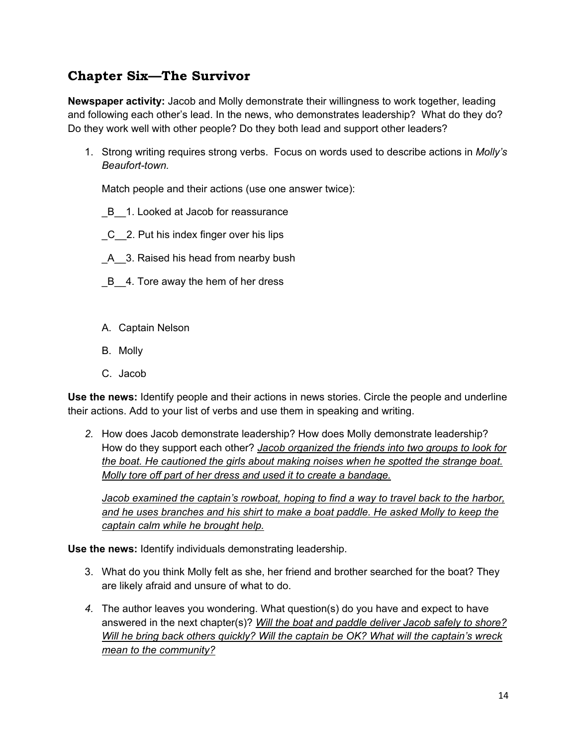## Chapter Six—The Survivor

**Newspaper activity:** Jacob and Molly demonstrate their willingness to work together, leading and following each other's lead. In the news, who demonstrates leadership? What do they do? Do they work well with other people? Do they both lead and support other leaders?

1. Strong writing requires strong verbs. Focus on words used to describe actions in *Molly's Beaufort-town.*

   Match people and their actions (use one answer twice):

   _B__1. Looked at Jacob for reassurance

   _C__2. Put his index finger over his lips

   _A__3. Raised his head from nearby bush

   _B__4. Tore away the hem of her dress

   A. Captain Nelson

   B. Molly

   C. Jacob

**Use the news:** Identify people and their actions in news stories. Circle the people and underline their actions. Add to your list of verbs and use them in speaking and writing.

2. How does Jacob demonstrate leadership? How does Molly demonstrate leadership? How do they support each other? *<u>Jacob organized the friends into two groups to look for the boat. He cautioned the girls about making noises when he spotted the strange boat. Molly tore off part of her dress and used it to create a bandage.</u>*

   *<u>Jacob examined the captain's rowboat, hoping to find a way to travel back to the harbor, and he uses branches and his shirt to make a boat paddle. He asked Molly to keep the captain calm while he brought help.</u>*

**Use the news:** Identify individuals demonstrating leadership.

3. What do you think Molly felt as she, her friend and brother searched for the boat? They are likely afraid and unsure of what to do.

4. The author leaves you wondering. What question(s) do you have and expect to have answered in the next chapter(s)? *<u>Will the boat and paddle deliver Jacob safely to shore? Will he bring back others quickly? Will the captain be OK? What will the captain's wreck mean to the community?</u>*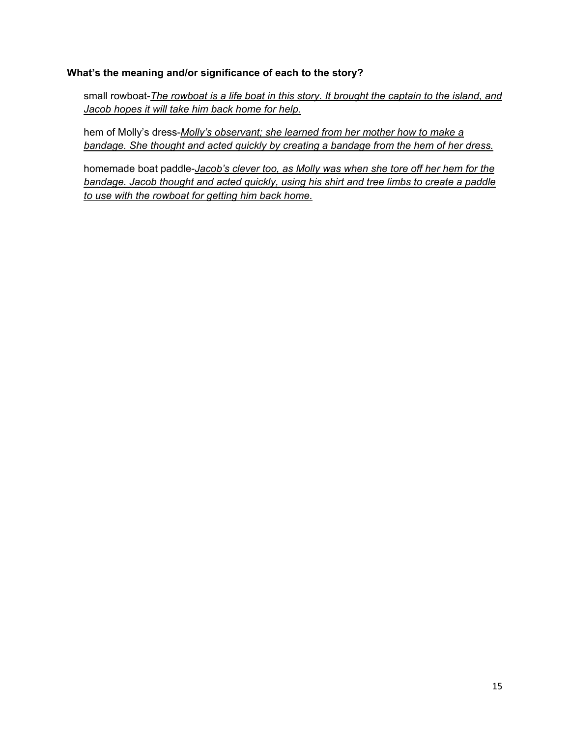**What's the meaning and/or significance of each to the story?**

small rowboat-*The rowboat is a life boat in this story. It brought the captain to the island, and Jacob hopes it will take him back home for help.*

hem of Molly's dress-*Molly's observant; she learned from her mother how to make a bandage. She thought and acted quickly by creating a bandage from the hem of her dress.*

homemade boat paddle-*Jacob's clever too, as Molly was when she tore off her hem for the bandage. Jacob thought and acted quickly, using his shirt and tree limbs to create a paddle to use with the rowboat for getting him back home.*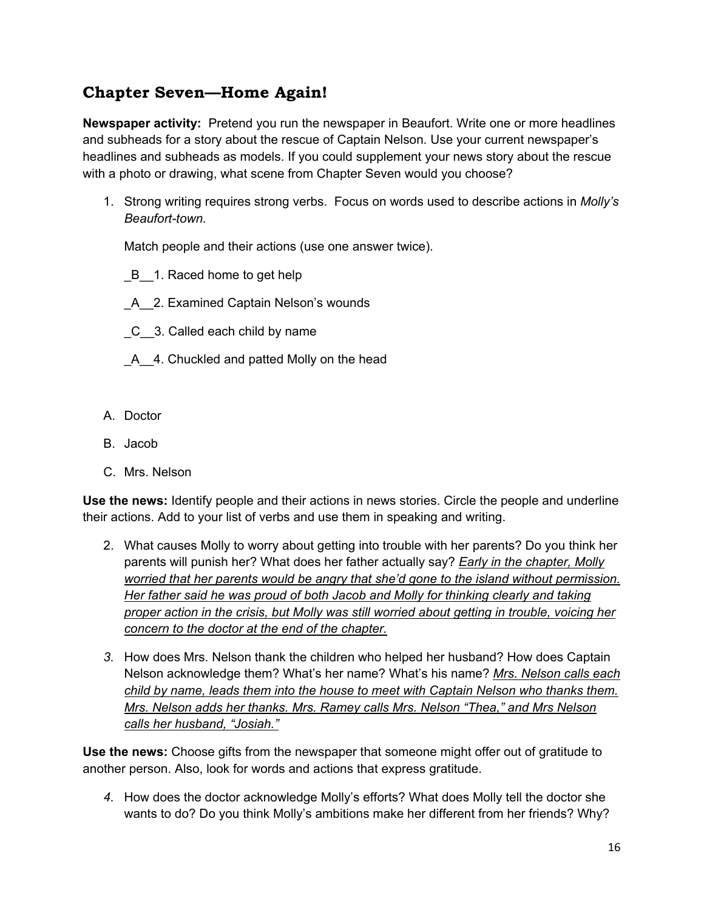## Chapter Seven—Home Again!

**Newspaper activity:** Pretend you run the newspaper in Beaufort. Write one or more headlines and subheads for a story about the rescue of Captain Nelson. Use your current newspaper's headlines and subheads as models. If you could supplement your news story about the rescue with a photo or drawing, what scene from Chapter Seven would you choose?

1. Strong writing requires strong verbs. Focus on words used to describe actions in *Molly's Beaufort-town.*

   Match people and their actions (use one answer twice).

   _B__1. Raced home to get help

   _A__2. Examined Captain Nelson's wounds

   _C__3. Called each child by name

   _A__4. Chuckled and patted Molly on the head

A. Doctor

B. Jacob

C. Mrs. Nelson

**Use the news:** Identify people and their actions in news stories. Circle the people and underline their actions. Add to your list of verbs and use them in speaking and writing.

2. What causes Molly to worry about getting into trouble with her parents? Do you think her parents will punish her? What does her father actually say? *Early in the chapter, Molly worried that her parents would be angry that she'd gone to the island without permission. Her father said he was proud of both Jacob and Molly for thinking clearly and taking proper action in the crisis, but Molly was still worried about getting in trouble, voicing her concern to the doctor at the end of the chapter.*

3. How does Mrs. Nelson thank the children who helped her husband? How does Captain Nelson acknowledge them? What's her name? What's his name? *Mrs. Nelson calls each child by name, leads them into the house to meet with Captain Nelson who thanks them. Mrs. Nelson adds her thanks. Mrs. Ramey calls Mrs. Nelson "Thea," and Mrs Nelson calls her husband, "Josiah."*

**Use the news:** Choose gifts from the newspaper that someone might offer out of gratitude to another person. Also, look for words and actions that express gratitude.

4. How does the doctor acknowledge Molly's efforts? What does Molly tell the doctor she wants to do? Do you think Molly's ambitions make her different from her friends? Why?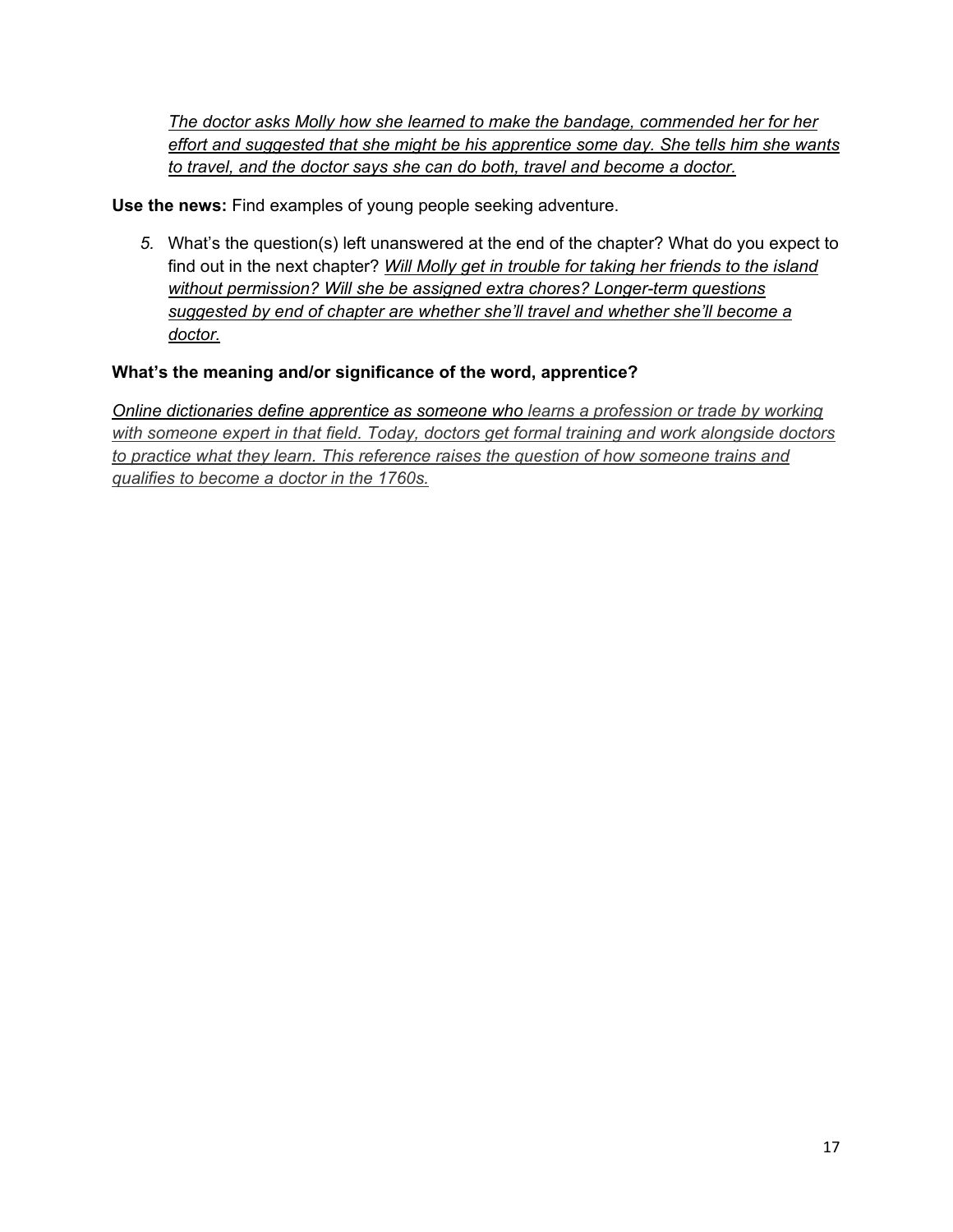*The doctor asks Molly how she learned to make the bandage, commended her for her effort and suggested that she might be his apprentice some day. She tells him she wants to travel, and the doctor says she can do both, travel and become a doctor.*

**Use the news:** Find examples of young people seeking adventure.

5. What's the question(s) left unanswered at the end of the chapter? What do you expect to find out in the next chapter? *Will Molly get in trouble for taking her friends to the island without permission? Will she be assigned extra chores? Longer-term questions suggested by end of chapter are whether she'll travel and whether she'll become a doctor.*

**What's the meaning and/or significance of the word, apprentice?**

*Online dictionaries define apprentice as someone who learns a profession or trade by working with someone expert in that field. Today, doctors get formal training and work alongside doctors to practice what they learn. This reference raises the question of how someone trains and qualifies to become a doctor in the 1760s.*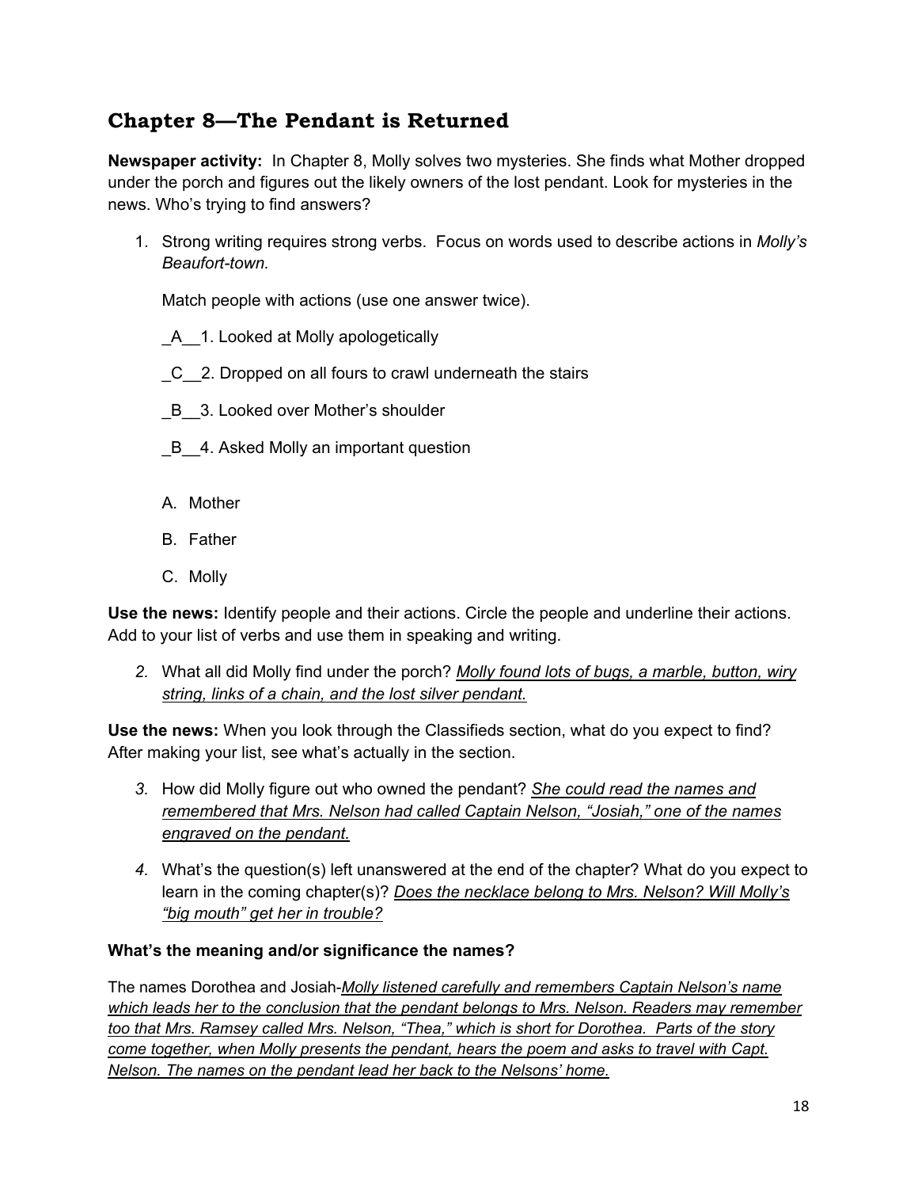## Chapter 8—The Pendant is Returned

**Newspaper activity:** In Chapter 8, Molly solves two mysteries. She finds what Mother dropped under the porch and figures out the likely owners of the lost pendant. Look for mysteries in the news. Who's trying to find answers?

1. Strong writing requires strong verbs. Focus on words used to describe actions in *Molly's Beaufort-town.*

   Match people with actions (use one answer twice).

   _A__1. Looked at Molly apologetically

   _C__2. Dropped on all fours to crawl underneath the stairs

   _B__3. Looked over Mother's shoulder

   _B__4. Asked Molly an important question

   A. Mother

   B. Father

   C. Molly

**Use the news:** Identify people and their actions. Circle the people and underline their actions. Add to your list of verbs and use them in speaking and writing.

2. What all did Molly find under the porch? *Molly found lots of bugs, a marble, button, wiry string, links of a chain, and the lost silver pendant.*

**Use the news:** When you look through the Classifieds section, what do you expect to find? After making your list, see what's actually in the section.

3. How did Molly figure out who owned the pendant? *She could read the names and remembered that Mrs. Nelson had called Captain Nelson, "Josiah," one of the names engraved on the pendant.*

4. What's the question(s) left unanswered at the end of the chapter? What do you expect to learn in the coming chapter(s)? *Does the necklace belong to Mrs. Nelson? Will Molly's "big mouth" get her in trouble?*

**What's the meaning and/or significance the names?**

The names Dorothea and Josiah-*Molly listened carefully and remembers Captain Nelson's name which leads her to the conclusion that the pendant belongs to Mrs. Nelson. Readers may remember too that Mrs. Ramsey called Mrs. Nelson, "Thea," which is short for Dorothea. Parts of the story come together, when Molly presents the pendant, hears the poem and asks to travel with Capt. Nelson. The names on the pendant lead her back to the Nelsons' home.*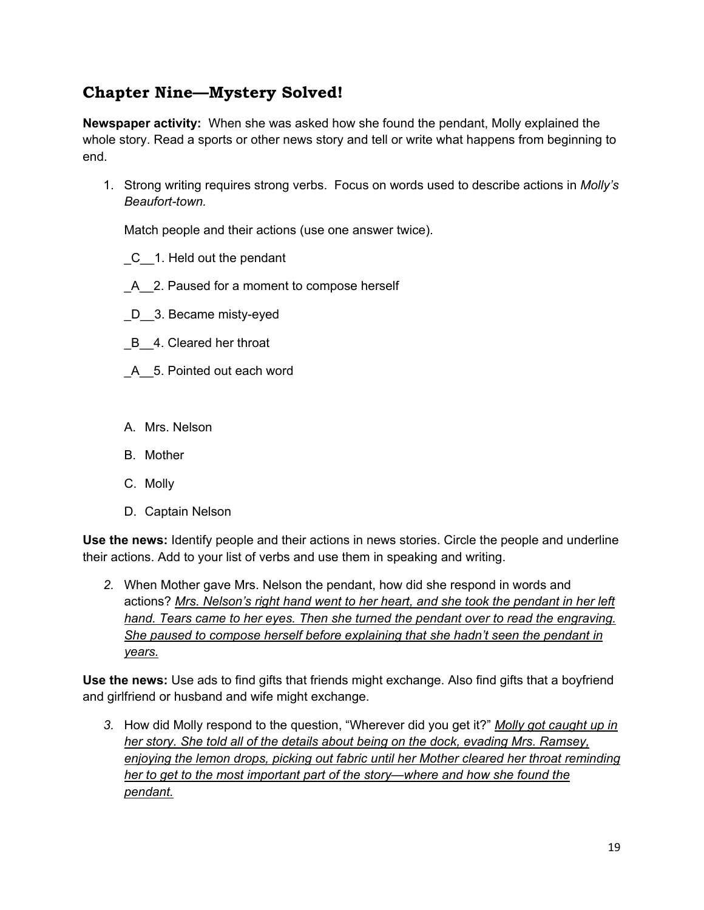## Chapter Nine—Mystery Solved!

**Newspaper activity:** When she was asked how she found the pendant, Molly explained the whole story. Read a sports or other news story and tell or write what happens from beginning to end.

1. Strong writing requires strong verbs. Focus on words used to describe actions in *Molly's Beaufort-town.*

   Match people and their actions (use one answer twice).

   _C__1. Held out the pendant

   _A__2. Paused for a moment to compose herself

   _D__3. Became misty-eyed

   _B__4. Cleared her throat

   _A__5. Pointed out each word

   A. Mrs. Nelson

   B. Mother

   C. Molly

   D. Captain Nelson

**Use the news:** Identify people and their actions in news stories. Circle the people and underline their actions. Add to your list of verbs and use them in speaking and writing.

2. When Mother gave Mrs. Nelson the pendant, how did she respond in words and actions? *Mrs. Nelson's right hand went to her heart, and she took the pendant in her left hand. Tears came to her eyes. Then she turned the pendant over to read the engraving. She paused to compose herself before explaining that she hadn't seen the pendant in years.*

**Use the news:** Use ads to find gifts that friends might exchange. Also find gifts that a boyfriend and girlfriend or husband and wife might exchange.

3. How did Molly respond to the question, "Wherever did you get it?" *Molly got caught up in her story. She told all of the details about being on the dock, evading Mrs. Ramsey, enjoying the lemon drops, picking out fabric until her Mother cleared her throat reminding her to get to the most important part of the story—where and how she found the pendant.*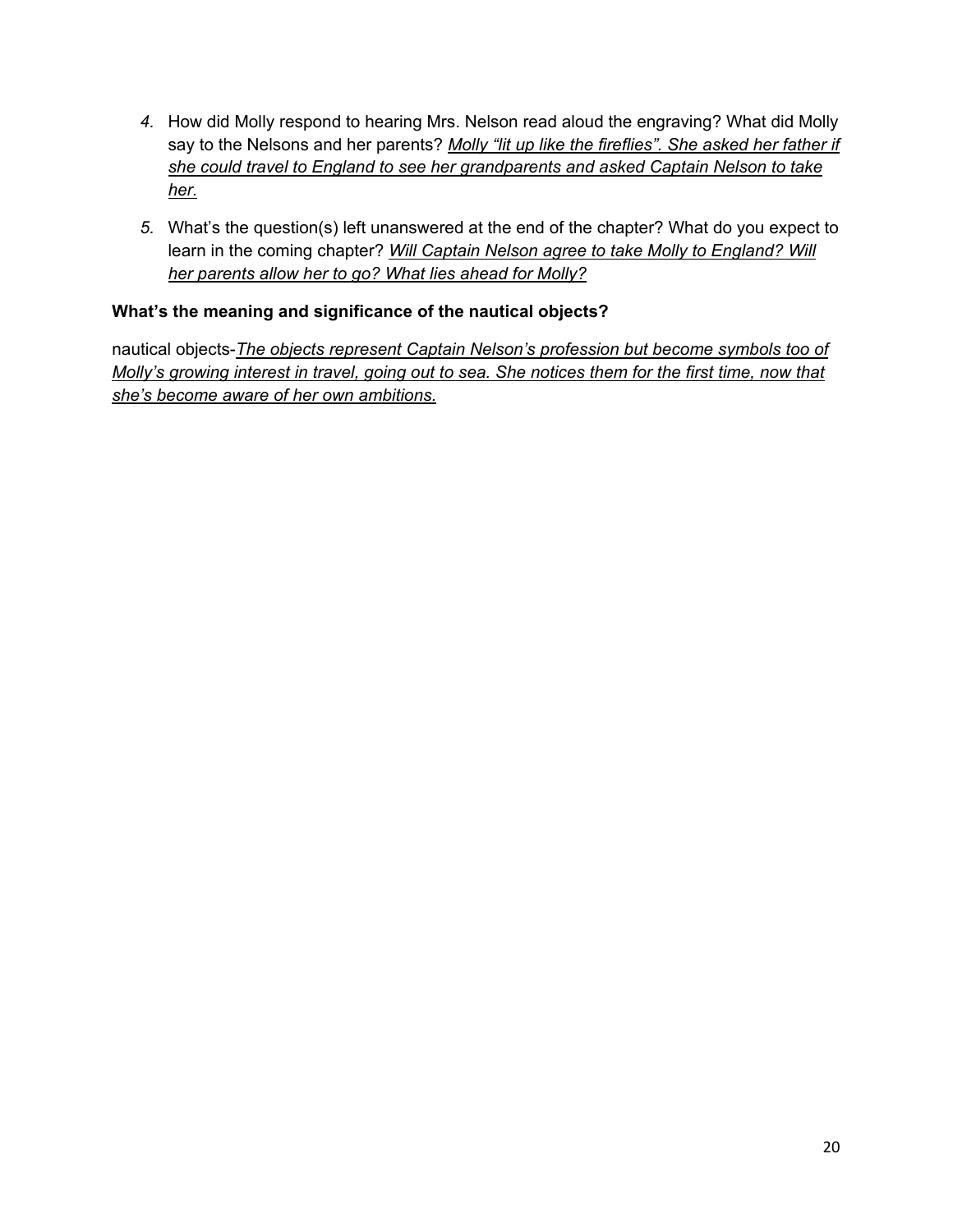4. How did Molly respond to hearing Mrs. Nelson read aloud the engraving? What did Molly say to the Nelsons and her parents? *Molly "lit up like the fireflies". She asked her father if she could travel to England to see her grandparents and asked Captain Nelson to take her.*

5. What's the question(s) left unanswered at the end of the chapter? What do you expect to learn in the coming chapter? *Will Captain Nelson agree to take Molly to England? Will her parents allow her to go? What lies ahead for Molly?*

**What's the meaning and significance of the nautical objects?**

nautical objects-*The objects represent Captain Nelson's profession but become symbols too of Molly's growing interest in travel, going out to sea. She notices them for the first time, now that she's become aware of her own ambitions.*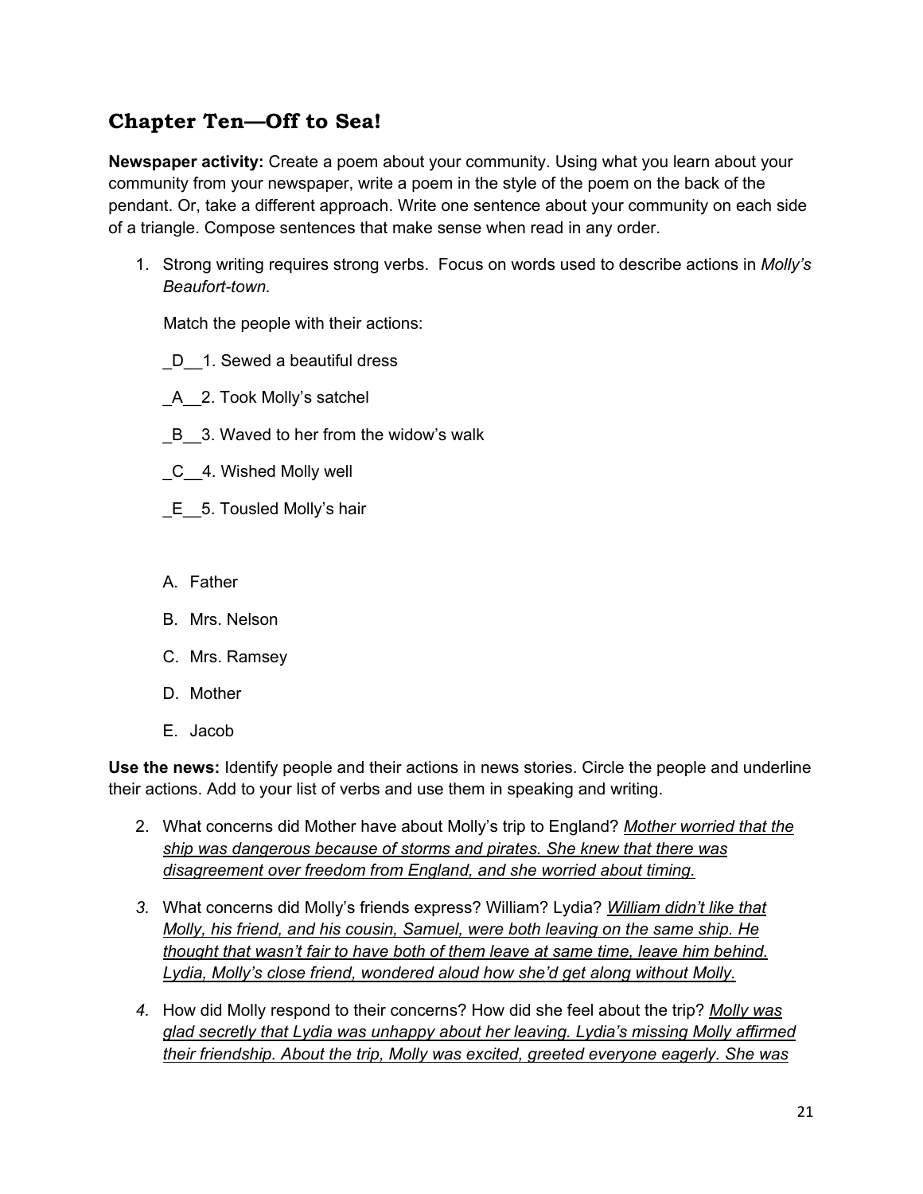## Chapter Ten—Off to Sea!

**Newspaper activity:** Create a poem about your community. Using what you learn about your community from your newspaper, write a poem in the style of the poem on the back of the pendant. Or, take a different approach. Write one sentence about your community on each side of a triangle. Compose sentences that make sense when read in any order.

1. Strong writing requires strong verbs. Focus on words used to describe actions in *Molly's Beaufort-town.*

   Match the people with their actions:

   _D__1. Sewed a beautiful dress

   _A__2. Took Molly's satchel

   _B__3. Waved to her from the widow's walk

   _C__4. Wished Molly well

   _E__5. Tousled Molly's hair

   A. Father
   B. Mrs. Nelson
   C. Mrs. Ramsey
   D. Mother
   E. Jacob

**Use the news:** Identify people and their actions in news stories. Circle the people and underline their actions. Add to your list of verbs and use them in speaking and writing.

2. What concerns did Mother have about Molly's trip to England? *Mother worried that the ship was dangerous because of storms and pirates. She knew that there was disagreement over freedom from England, and she worried about timing.*

3. What concerns did Molly's friends express? William? Lydia? *William didn't like that Molly, his friend, and his cousin, Samuel, were both leaving on the same ship. He thought that wasn't fair to have both of them leave at same time, leave him behind. Lydia, Molly's close friend, wondered aloud how she'd get along without Molly.*

4. How did Molly respond to their concerns? How did she feel about the trip? *Molly was glad secretly that Lydia was unhappy about her leaving. Lydia's missing Molly affirmed their friendship. About the trip, Molly was excited, greeted everyone eagerly. She was*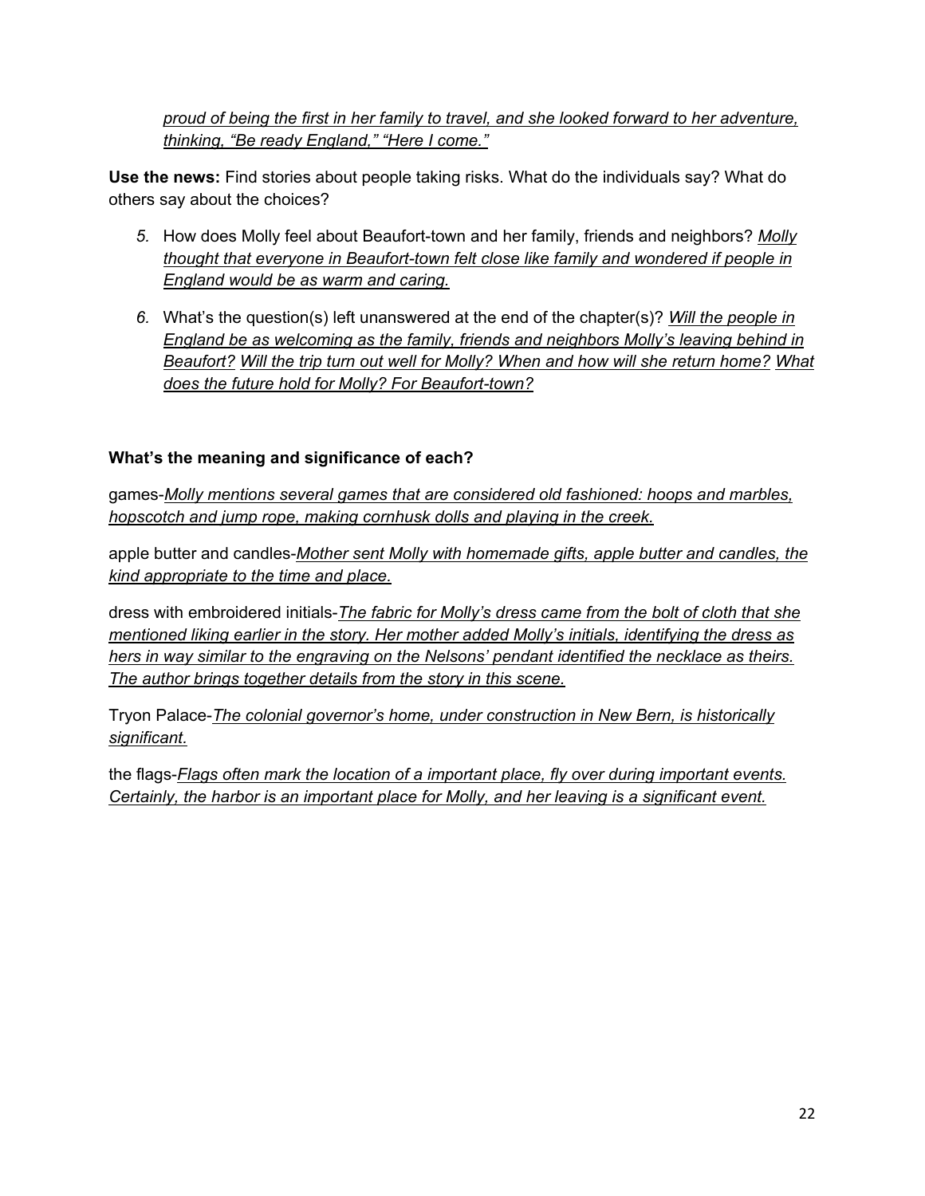*proud of being the first in her family to travel, and she looked forward to her adventure, thinking, "Be ready England," "Here I come."*

**Use the news:** Find stories about people taking risks. What do the individuals say? What do others say about the choices?

5. How does Molly feel about Beaufort-town and her family, friends and neighbors? *Molly thought that everyone in Beaufort-town felt close like family and wondered if people in England would be as warm and caring.*

6. What's the question(s) left unanswered at the end of the chapter(s)? *Will the people in England be as welcoming as the family, friends and neighbors Molly's leaving behind in Beaufort? Will the trip turn out well for Molly? When and how will she return home? What does the future hold for Molly? For Beaufort-town?*

**What's the meaning and significance of each?**

games-*Molly mentions several games that are considered old fashioned: hoops and marbles, hopscotch and jump rope, making cornhusk dolls and playing in the creek.*

apple butter and candles-*Mother sent Molly with homemade gifts, apple butter and candles, the kind appropriate to the time and place.*

dress with embroidered initials-*The fabric for Molly's dress came from the bolt of cloth that she mentioned liking earlier in the story. Her mother added Molly's initials, identifying the dress as hers in way similar to the engraving on the Nelsons' pendant identified the necklace as theirs. The author brings together details from the story in this scene.*

Tryon Palace-*The colonial governor's home, under construction in New Bern, is historically significant.*

the flags-*Flags often mark the location of a important place, fly over during important events. Certainly, the harbor is an important place for Molly, and her leaving is a significant event.*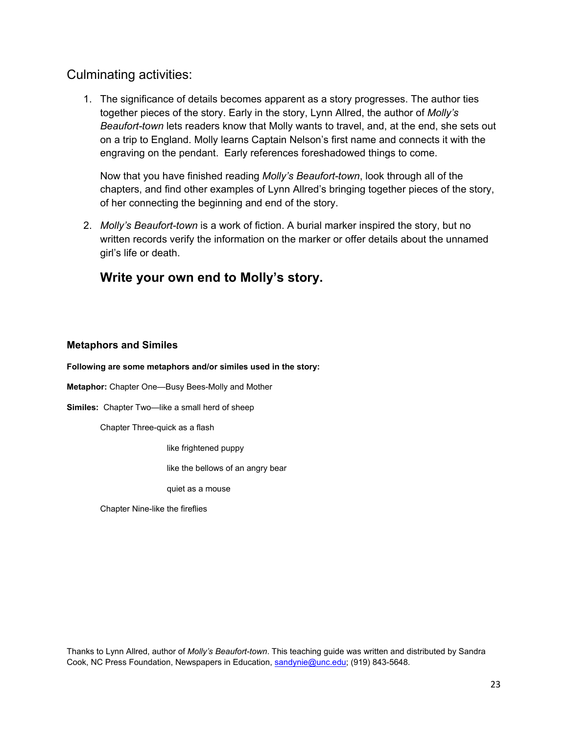## Culminating activities:

1. The significance of details becomes apparent as a story progresses. The author ties together pieces of the story. Early in the story, Lynn Allred, the author of *Molly's Beaufort-town* lets readers know that Molly wants to travel, and, at the end, she sets out on a trip to England. Molly learns Captain Nelson's first name and connects it with the engraving on the pendant. Early references foreshadowed things to come.

   Now that you have finished reading *Molly's Beaufort-town*, look through all of the chapters, and find other examples of Lynn Allred's bringing together pieces of the story, of her connecting the beginning and end of the story.

2. *Molly's Beaufort-town* is a work of fiction. A burial marker inspired the story, but no written records verify the information on the marker or offer details about the unnamed girl's life or death.

   **Write your own end to Molly's story.**

### Metaphors and Similes

**Following are some metaphors and/or similes used in the story:**

**Metaphor:** Chapter One—Busy Bees-Molly and Mother

**Similes:** Chapter Two—like a small herd of sheep

Chapter Three-quick as a flash

like frightened puppy

like the bellows of an angry bear

quiet as a mouse

Chapter Nine-like the fireflies

Thanks to Lynn Allred, author of *Molly's Beaufort-town*. This teaching guide was written and distributed by Sandra Cook, NC Press Foundation, Newspapers in Education, sandynie@unc.edu; (919) 843-5648.